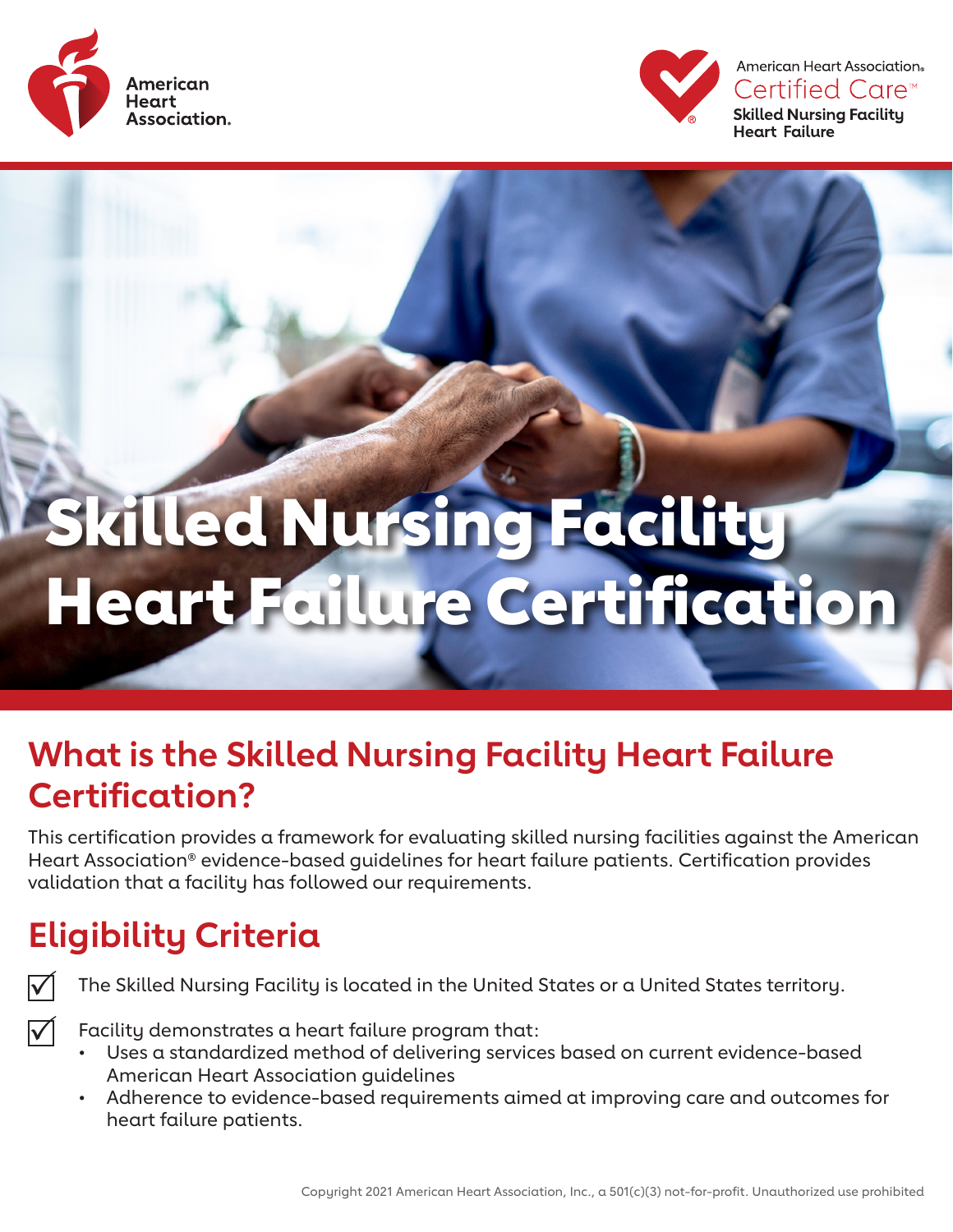American Heart Association.

American Heart Association. Certified Care™ Skilled Nursing Facility Heart Failure

# Skilled Nursing Facility Heart Failure Certification

## What is the Skilled Nursing Facility Heart Failure Certification?

This certification provides a framework for evaluating skilled nursing facilities against the American Heart Association® evidence-based guidelines for heart failure patients. Certification provides validation that a facility has followed our requirements.

## Eligibility Criteria

- ☑ The Skilled Nursing Facility is located in the United States or a United States territory.
- ☑ Facility demonstrates a heart failure program that:
  - Uses a standardized method of delivering services based on current evidence-based American Heart Association guidelines
  - Adherence to evidence-based requirements aimed at improving care and outcomes for heart failure patients.

Copyright 2021 American Heart Association, Inc., a 501(c)(3) not-for-profit. Unauthorized use prohibited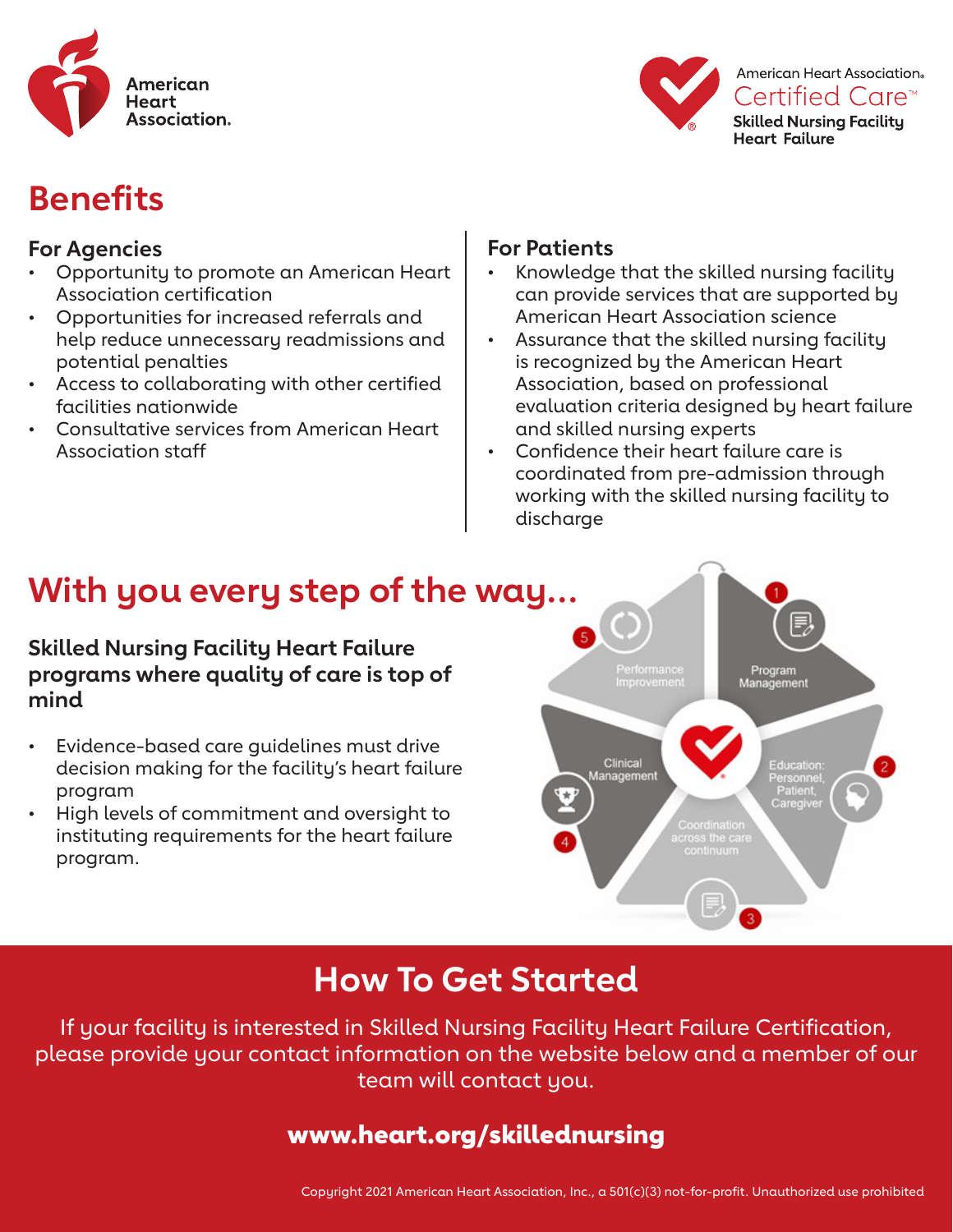American Heart Association.

American Heart Association. Certified Care™
Skilled Nursing Facility
Heart Failure

# Benefits

## For Agencies

- Opportunity to promote an American Heart Association certification
- Opportunities for increased referrals and help reduce unnecessary readmissions and potential penalties
- Access to collaborating with other certified facilities nationwide
- Consultative services from American Heart Association staff

## For Patients

- Knowledge that the skilled nursing facility can provide services that are supported by American Heart Association science
- Assurance that the skilled nursing facility is recognized by the American Heart Association, based on professional evaluation criteria designed by heart failure and skilled nursing experts
- Confidence their heart failure care is coordinated from pre-admission through working with the skilled nursing facility to discharge

# With you every step of the way...

### Skilled Nursing Facility Heart Failure programs where quality of care is top of mind

- Evidence-based care guidelines must drive decision making for the facility's heart failure program
- High levels of commitment and oversight to instituting requirements for the heart failure program.

1 Program Management
2 Education: Personnel, Patient, Caregiver
3 Coordination across the care continuum
4 Clinical Management
5 Performance Improvement

# How To Get Started

If your facility is interested in Skilled Nursing Facility Heart Failure Certification, please provide your contact information on the website below and a member of our team will contact you.

**www.heart.org/skillednursing**

Copyright 2021 American Heart Association, Inc., a 501(c)(3) not-for-profit. Unauthorized use prohibited